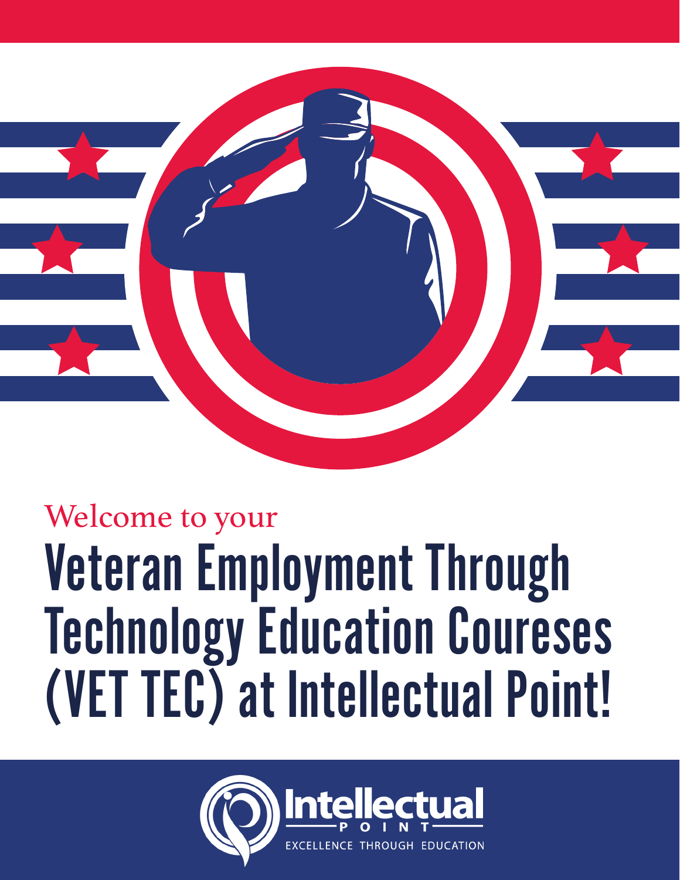Welcome to your

# Veteran Employment Through Technology Education Coureses (VET TEC) at Intellectual Point!

Intellectual POINT

EXCELLENCE THROUGH EDUCATION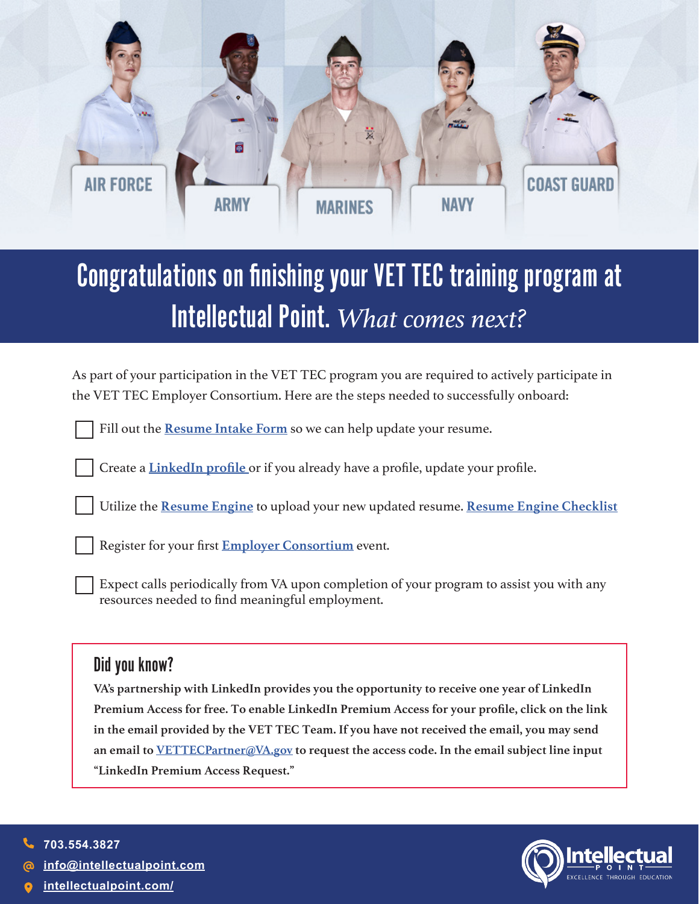AIR FORCE ARMY MARINES NAVY COAST GUARD

# Congratulations on finishing your VET TEC training program at Intellectual Point. *What comes next?*

As part of your participation in the VET TEC program you are required to actively participate in the VET TEC Employer Consortium. Here are the steps needed to successfully onboard:

- [ ] Fill out the **Resume Intake Form** so we can help update your resume.
- [ ] Create a **LinkedIn profile** or if you already have a profile, update your profile.
- [ ] Utilize the **Resume Engine** to upload your new updated resume. **Resume Engine Checklist**
- [ ] Register for your first **Employer Consortium** event.
- [ ] Expect calls periodically from VA upon completion of your program to assist you with any resources needed to find meaningful employment.

## Did you know?

**VA's partnership with LinkedIn provides you the opportunity to receive one year of LinkedIn Premium Access for free. To enable LinkedIn Premium Access for your profile, click on the link in the email provided by the VET TEC Team. If you have not received the email, you may send an email to VETTECPartner@VA.gov to request the access code. In the email subject line input "LinkedIn Premium Access Request."**

703.554.3827
info@intellectualpoint.com
intellectualpoint.com/

Intellectual Point
EXCELLENCE THROUGH EDUCATION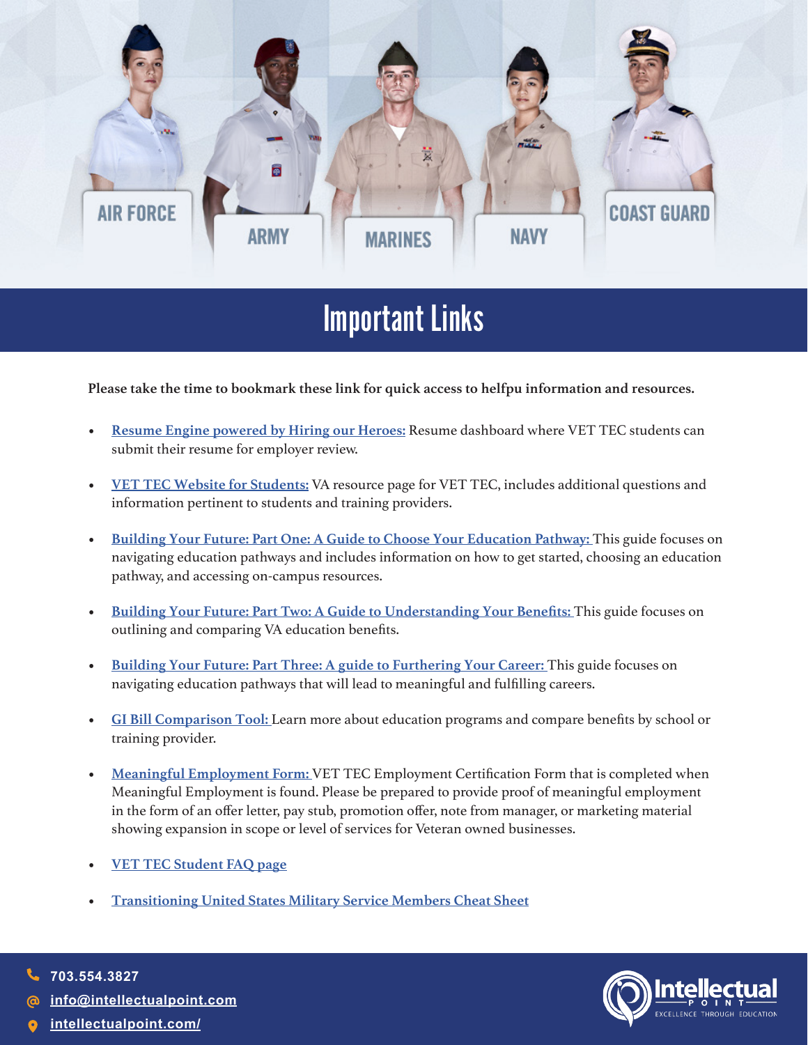AIR FORCE

ARMY

MARINES

NAVY

COAST GUARD

# Important Links

**Please take the time to bookmark these link for quick access to helpfu information and resources.**

- Resume Engine powered by Hiring our Heroes: Resume dashboard where VET TEC students can submit their resume for employer review.
- VET TEC Website for Students: VA resource page for VET TEC, includes additional questions and information pertinent to students and training providers.
- Building Your Future: Part One: A Guide to Choose Your Education Pathway: This guide focuses on navigating education pathways and includes information on how to get started, choosing an education pathway, and accessing on-campus resources.
- Building Your Future: Part Two: A Guide to Understanding Your Benefits: This guide focuses on outlining and comparing VA education benefits.
- Building Your Future: Part Three: A guide to Furthering Your Career: This guide focuses on navigating education pathways that will lead to meaningful and fulfilling careers.
- GI Bill Comparison Tool: Learn more about education programs and compare benefits by school or training provider.
- Meaningful Employment Form: VET TEC Employment Certification Form that is completed when Meaningful Employment is found. Please be prepared to provide proof of meaningful employment in the form of an offer letter, pay stub, promotion offer, note from manager, or marketing material showing expansion in scope or level of services for Veteran owned businesses.
- VET TEC Student FAQ page
- Transitioning United States Military Service Members Cheat Sheet

703.554.3827

info@intellectualpoint.com

intellectualpoint.com/

Intellectual Point

EXCELLENCE THROUGH EDUCATION